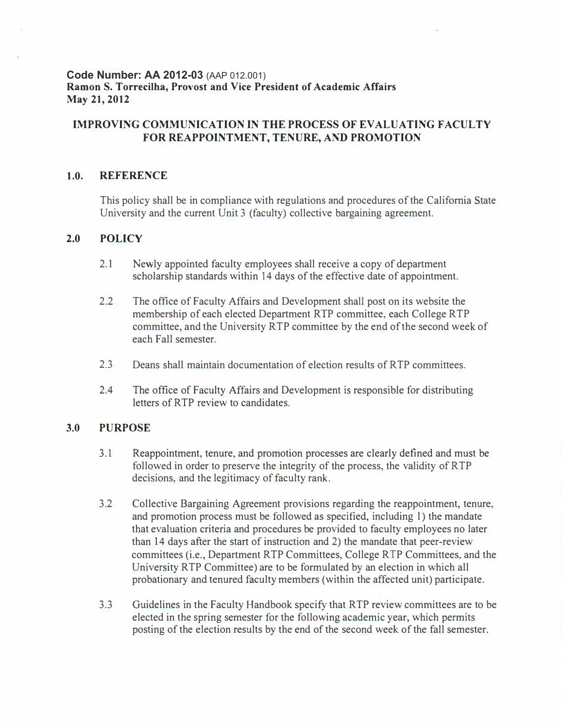**Code Number: AA 2012-03** (AAP 012.001)
**Ramon S. Torrecilha, Provost and Vice President of Academic Affairs**
**May 21, 2012**

# IMPROVING COMMUNICATION IN THE PROCESS OF EVALUATING FACULTY FOR REAPPOINTMENT, TENURE, AND PROMOTION

## 1.0. REFERENCE

This policy shall be in compliance with regulations and procedures of the California State University and the current Unit 3 (faculty) collective bargaining agreement.

## 2.0 POLICY

2.1 Newly appointed faculty employees shall receive a copy of department scholarship standards within 14 days of the effective date of appointment.

2.2 The office of Faculty Affairs and Development shall post on its website the membership of each elected Department RTP committee, each College RTP committee, and the University RTP committee by the end of the second week of each Fall semester.

2.3 Deans shall maintain documentation of election results of RTP committees.

2.4 The office of Faculty Affairs and Development is responsible for distributing letters of RTP review to candidates.

## 3.0 PURPOSE

3.1 Reappointment, tenure, and promotion processes are clearly defined and must be followed in order to preserve the integrity of the process, the validity of RTP decisions, and the legitimacy of faculty rank.

3.2 Collective Bargaining Agreement provisions regarding the reappointment, tenure, and promotion process must be followed as specified, including 1) the mandate that evaluation criteria and procedures be provided to faculty employees no later than 14 days after the start of instruction and 2) the mandate that peer-review committees (i.e., Department RTP Committees, College RTP Committees, and the University RTP Committee) are to be formulated by an election in which all probationary and tenured faculty members (within the affected unit) participate.

3.3 Guidelines in the Faculty Handbook specify that RTP review committees are to be elected in the spring semester for the following academic year, which permits posting of the election results by the end of the second week of the fall semester.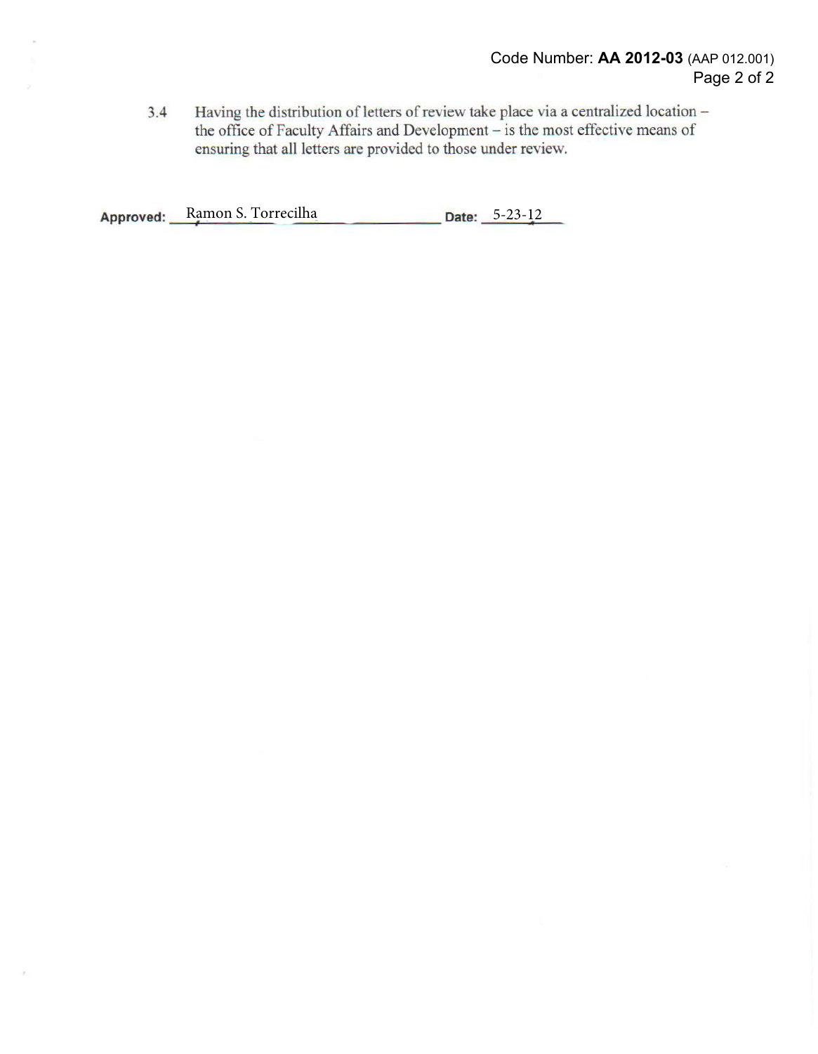3.4 Having the distribution of letters of review take place via a centralized location – the office of Faculty Affairs and Development – is the most effective means of ensuring that all letters are provided to those under review.

**Approved:** Ramon S. Torrecilha **Date:** 5-23-12